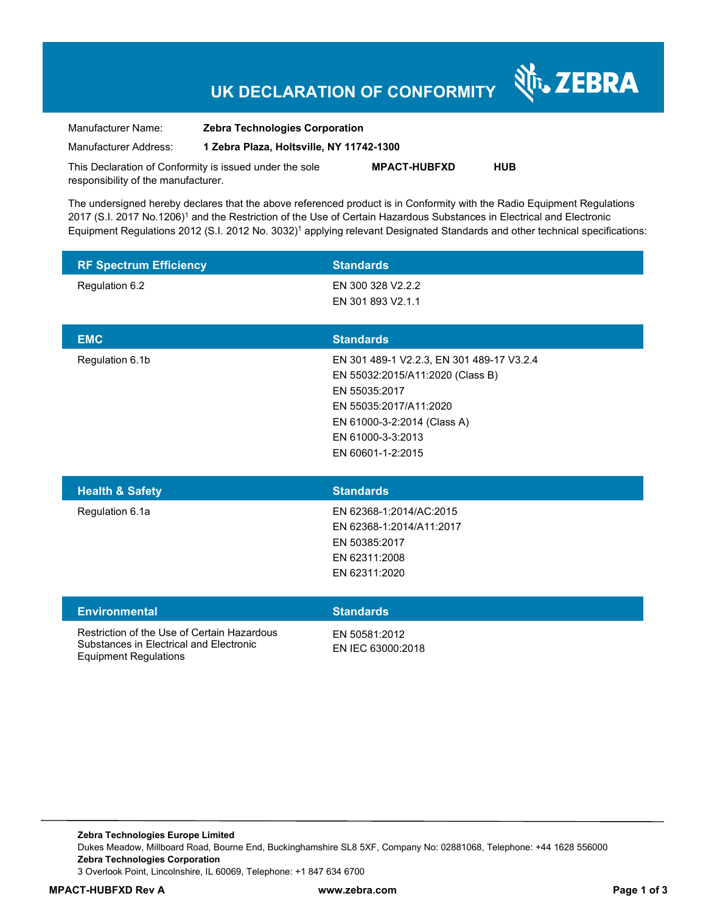# UK DECLARATION OF CONFORMITY

ZEBRA

Manufacturer Name: **Zebra Technologies Corporation**

Manufacturer Address: **1 Zebra Plaza, Holtsville, NY 11742-1300**

This Declaration of Conformity is issued under the sole responsibility of the manufacturer. **MPACT-HUBFXD** **HUB**

The undersigned hereby declares that the above referenced product is in Conformity with the Radio Equipment Regulations 2017 (S.I. 2017 No.1206)[1] and the Restriction of the Use of Certain Hazardous Substances in Electrical and Electronic Equipment Regulations 2012 (S.I. 2012 No. 3032)[1] applying relevant Designated Standards and other technical specifications:

| RF Spectrum Efficiency | Standards |
|---|---|
| Regulation 6.2 | EN 300 328 V2.2.2<br>EN 301 893 V2.1.1 |

| EMC | Standards |
|---|---|
| Regulation 6.1b | EN 301 489-1 V2.2.3, EN 301 489-17 V3.2.4<br>EN 55032:2015/A11:2020 (Class B)<br>EN 55035:2017<br>EN 55035:2017/A11:2020<br>EN 61000-3-2:2014 (Class A)<br>EN 61000-3-3:2013<br>EN 60601-1-2:2015 |

| Health & Safety | Standards |
|---|---|
| Regulation 6.1a | EN 62368-1:2014/AC:2015<br>EN 62368-1:2014/A11:2017<br>EN 50385:2017<br>EN 62311:2008<br>EN 62311:2020 |

| Environmental | Standards |
|---|---|
| Restriction of the Use of Certain Hazardous Substances in Electrical and Electronic Equipment Regulations | EN 50581:2012<br>EN IEC 63000:2018 |

**Zebra Technologies Europe Limited**
Dukes Meadow, Millboard Road, Bourne End, Buckinghamshire SL8 5XF, Company No: 02881068, Telephone: +44 1628 556000
**Zebra Technologies Corporation**
3 Overlook Point, Lincolnshire, IL 60069, Telephone: +1 847 634 6700

**MPACT-HUBFXD Rev A** **www.zebra.com**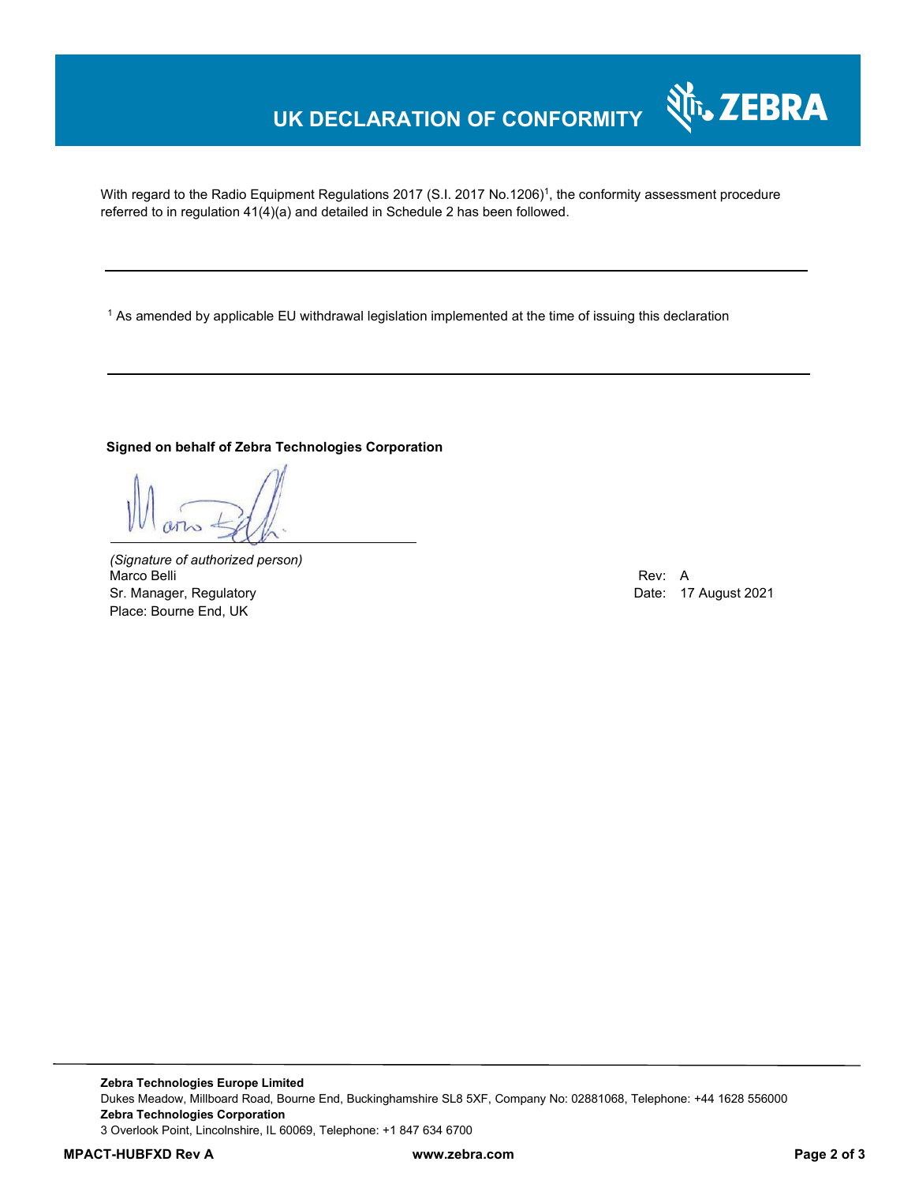# UK DECLARATION OF CONFORMITY

With regard to the Radio Equipment Regulations 2017 (S.I. 2017 No.1206)[1], the conformity assessment procedure referred to in regulation 41(4)(a) and detailed in Schedule 2 has been followed.

---

[1] As amended by applicable EU withdrawal legislation implemented at the time of issuing this declaration

---

**Signed on behalf of Zebra Technologies Corporation**

*(Signature of authorized person)*
Marco Belli
Sr. Manager, Regulatory
Place: Bourne End, UK

Rev: A
Date: 17 August 2021

---

**Zebra Technologies Europe Limited**
Dukes Meadow, Millboard Road, Bourne End, Buckinghamshire SL8 5XF, Company No: 02881068, Telephone: +44 1628 556000
**Zebra Technologies Corporation**
3 Overlook Point, Lincolnshire, IL 60069, Telephone: +1 847 634 6700

**MPACT-HUBFXD Rev A** **www.zebra.com**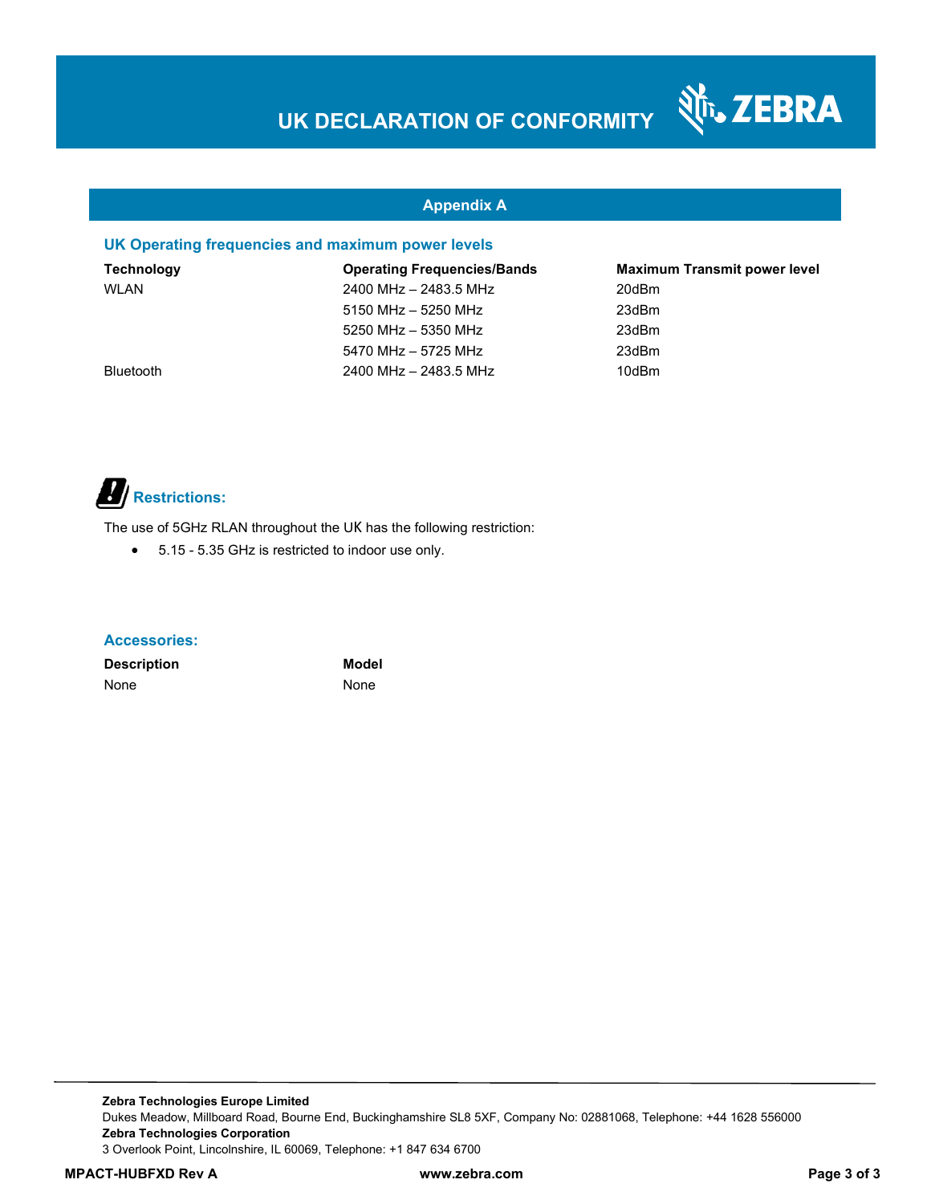# UK DECLARATION OF CONFORMITY

## Appendix A

### UK Operating frequencies and maximum power levels

| Technology | Operating Frequencies/Bands | Maximum Transmit power level |
|---|---|---|
| WLAN | 2400 MHz – 2483.5 MHz | 20dBm |
| | 5150 MHz – 5250 MHz | 23dBm |
| | 5250 MHz – 5350 MHz | 23dBm |
| | 5470 MHz – 5725 MHz | 23dBm |
| Bluetooth | 2400 MHz – 2483.5 MHz | 10dBm |

### Restrictions:

The use of 5GHz RLAN throughout the UK has the following restriction:

- 5.15 - 5.35 GHz is restricted to indoor use only.

### Accessories:

| Description | Model |
|---|---|
| None | None |

**Zebra Technologies Europe Limited**
Dukes Meadow, Millboard Road, Bourne End, Buckinghamshire SL8 5XF, Company No: 02881068, Telephone: +44 1628 556000
**Zebra Technologies Corporation**
3 Overlook Point, Lincolnshire, IL 60069, Telephone: +1 847 634 6700

**MPACT-HUBFXD Rev A** **www.zebra.com**